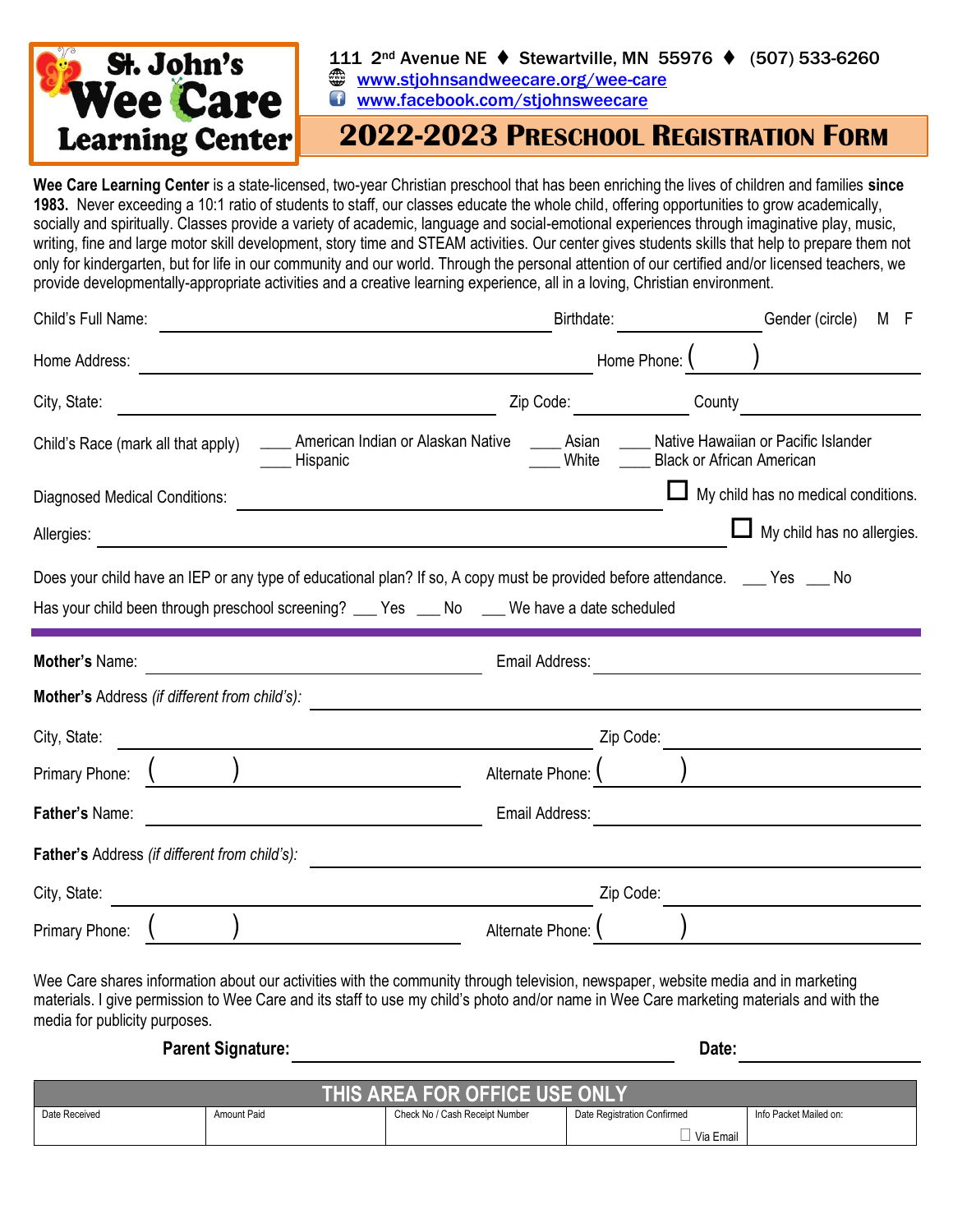**St. John's Wee Care Learning Center**

111 2nd Avenue NE ♦ Stewartville, MN 55976 ♦ (507) 533-6260

www.stjohnsandweecare.org/wee-care

www.facebook.com/stjohnsweecare

# 2022-2023 Preschool Registration Form

**Wee Care Learning Center** is a state-licensed, two-year Christian preschool that has been enriching the lives of children and families **since 1983.** Never exceeding a 10:1 ratio of students to staff, our classes educate the whole child, offering opportunities to grow academically, socially and spiritually. Classes provide a variety of academic, language and social-emotional experiences through imaginative play, music, writing, fine and large motor skill development, story time and STEAM activities. Our center gives students skills that help to prepare them not only for kindergarten, but for life in our community and our world. Through the personal attention of our certified and/or licensed teachers, we provide developmentally-appropriate activities and a creative learning experience, all in a loving, Christian environment.

Child's Full Name: ____________________ Birthdate: ____________ Gender (circle) M F

Home Address: ____________________ Home Phone: ( ) ____________

City, State: ____________________ Zip Code: ____________ County ____________

Child's Race (mark all that apply) ___ American Indian or Alaskan Native ___ Asian ___ Native Hawaiian or Pacific Islander ___ Hispanic ___ White ___ Black or African American

Diagnosed Medical Conditions: ____________________ ☐ My child has no medical conditions.

Allergies: ____________________ ☐ My child has no allergies.

Does your child have an IEP or any type of educational plan? If so, A copy must be provided before attendance. ___ Yes ___ No

Has your child been through preschool screening? ___ Yes ___ No ___ We have a date scheduled

---

**Mother's** Name: ____________________ Email Address: ____________________

**Mother's** Address *(if different from child's)*: ____________________

City, State: ____________________ Zip Code: ____________

Primary Phone: ( ) ____________ Alternate Phone: ( ) ____________

**Father's** Name: ____________________ Email Address: ____________________

**Father's** Address *(if different from child's)*: ____________________

City, State: ____________________ Zip Code: ____________

Primary Phone: ( ) ____________ Alternate Phone: ( ) ____________

Wee Care shares information about our activities with the community through television, newspaper, website media and in marketing materials. I give permission to Wee Care and its staff to use my child's photo and/or name in Wee Care marketing materials and with the media for publicity purposes.

**Parent Signature:** ____________________ **Date:** ____________

| THIS AREA FOR OFFICE USE ONLY | | | | |
|---|---|---|---|---|
| Date Received | Amount Paid | Check No / Cash Receipt Number | Date Registration Confirmed<br>☐ Via Email | Info Packet Mailed on: |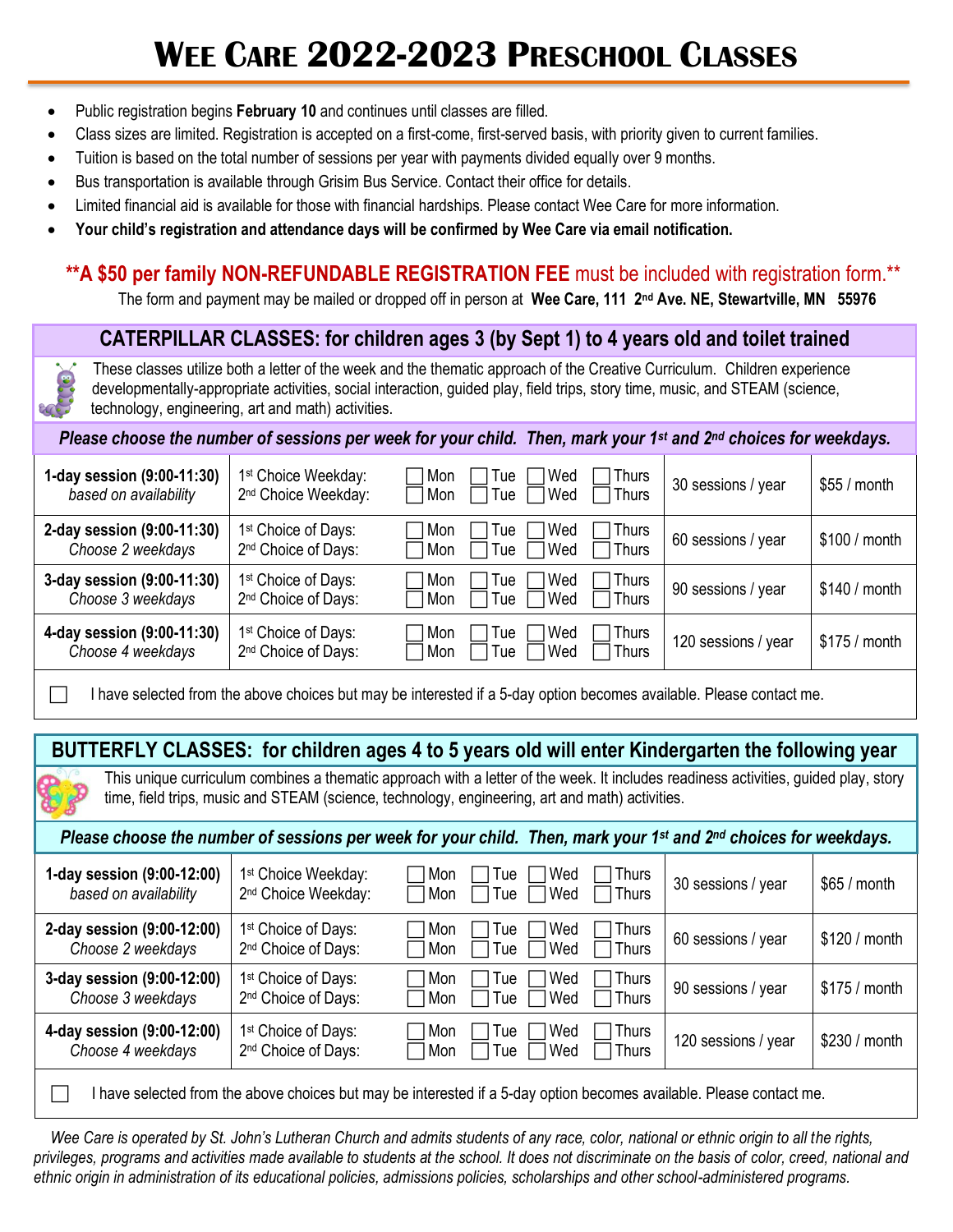# Wee Care 2022-2023 Preschool Classes

- Public registration begins **February 10** and continues until classes are filled.
- Class sizes are limited. Registration is accepted on a first-come, first-served basis, with priority given to current families.
- Tuition is based on the total number of sessions per year with payments divided equally over 9 months.
- Bus transportation is available through Grisim Bus Service. Contact their office for details.
- Limited financial aid is available for those with financial hardships. Please contact Wee Care for more information.
- **Your child's registration and attendance days will be confirmed by Wee Care via email notification.**

**\*\*A $50 per family NON-REFUNDABLE REGISTRATION FEE must be included with registration form.\*\***

The form and payment may be mailed or dropped off in person at **Wee Care, 111 2nd Ave. NE, Stewartville, MN 55976**

## CATERPILLAR CLASSES: for children ages 3 (by Sept 1) to 4 years old and toilet trained

These classes utilize both a letter of the week and the thematic approach of the Creative Curriculum. Children experience developmentally-appropriate activities, social interaction, guided play, field trips, story time, music, and STEAM (science, technology, engineering, art and math) activities.

***Please choose the number of sessions per week for your child. Then, mark your 1st and 2nd choices for weekdays.***

| | | | | |
|---|---|---|---|---|
| **1-day session (9:00-11:30)** *based on availability* | 1st Choice Weekday:<br>2nd Choice Weekday: | ☐ Mon ☐ Tue ☐ Wed ☐ Thurs<br>☐ Mon ☐ Tue ☐ Wed ☐ Thurs | 30 sessions / year | $55 / month |
| **2-day session (9:00-11:30)** *Choose 2 weekdays* | 1st Choice of Days:<br>2nd Choice of Days: | ☐ Mon ☐ Tue ☐ Wed ☐ Thurs<br>☐ Mon ☐ Tue ☐ Wed ☐ Thurs | 60 sessions / year | $100 / month |
| **3-day session (9:00-11:30)** *Choose 3 weekdays* | 1st Choice of Days:<br>2nd Choice of Days: | ☐ Mon ☐ Tue ☐ Wed ☐ Thurs<br>☐ Mon ☐ Tue ☐ Wed ☐ Thurs | 90 sessions / year | $140 / month |
| **4-day session (9:00-11:30)** *Choose 4 weekdays* | 1st Choice of Days:<br>2nd Choice of Days: | ☐ Mon ☐ Tue ☐ Wed ☐ Thurs<br>☐ Mon ☐ Tue ☐ Wed ☐ Thurs | 120 sessions / year | $175 / month |

☐ I have selected from the above choices but may be interested if a 5-day option becomes available. Please contact me.

## BUTTERFLY CLASSES: for children ages 4 to 5 years old will enter Kindergarten the following year

This unique curriculum combines a thematic approach with a letter of the week. It includes readiness activities, guided play, story time, field trips, music and STEAM (science, technology, engineering, art and math) activities.

***Please choose the number of sessions per week for your child. Then, mark your 1st and 2nd choices for weekdays.***

| | | | | |
|---|---|---|---|---|
| **1-day session (9:00-12:00)** *based on availability* | 1st Choice Weekday:<br>2nd Choice Weekday: | ☐ Mon ☐ Tue ☐ Wed ☐ Thurs<br>☐ Mon ☐ Tue ☐ Wed ☐ Thurs | 30 sessions / year | $65 / month |
| **2-day session (9:00-12:00)** *Choose 2 weekdays* | 1st Choice of Days:<br>2nd Choice of Days: | ☐ Mon ☐ Tue ☐ Wed ☐ Thurs<br>☐ Mon ☐ Tue ☐ Wed ☐ Thurs | 60 sessions / year | $120 / month |
| **3-day session (9:00-12:00)** *Choose 3 weekdays* | 1st Choice of Days:<br>2nd Choice of Days: | ☐ Mon ☐ Tue ☐ Wed ☐ Thurs<br>☐ Mon ☐ Tue ☐ Wed ☐ Thurs | 90 sessions / year | $175 / month |
| **4-day session (9:00-12:00)** *Choose 4 weekdays* | 1st Choice of Days:<br>2nd Choice of Days: | ☐ Mon ☐ Tue ☐ Wed ☐ Thurs<br>☐ Mon ☐ Tue ☐ Wed ☐ Thurs | 120 sessions / year | $230 / month |

☐ I have selected from the above choices but may be interested if a 5-day option becomes available. Please contact me.

*Wee Care is operated by St. John's Lutheran Church and admits students of any race, color, national or ethnic origin to all the rights, privileges, programs and activities made available to students at the school. It does not discriminate on the basis of color, creed, national and ethnic origin in administration of its educational policies, admissions policies, scholarships and other school-administered programs.*